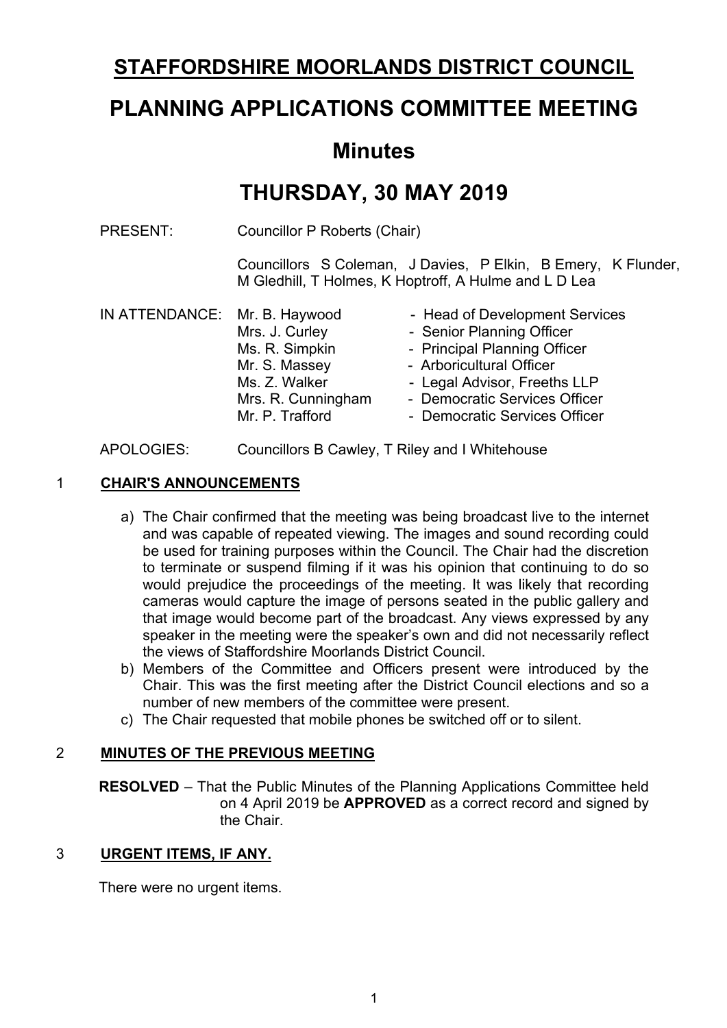# STAFFORDSHIRE MOORLANDS DISTRICT COUNCIL

# PLANNING APPLICATIONS COMMITTEE MEETING

## Minutes

## THURSDAY, 30 MAY 2019

PRESENT: Councillor P Roberts (Chair)

Councillors S Coleman, J Davies, P Elkin, B Emery, K Flunder, M Gledhill, T Holmes, K Hoptroff, A Hulme and L D Lea

IN ATTENDANCE:

| | |
|---|---|
| Mr. B. Haywood | - Head of Development Services |
| Mrs. J. Curley | - Senior Planning Officer |
| Ms. R. Simpkin | - Principal Planning Officer |
| Mr. S. Massey | - Arboricultural Officer |
| Ms. Z. Walker | - Legal Advisor, Freeths LLP |
| Mrs. R. Cunningham | - Democratic Services Officer |
| Mr. P. Trafford | - Democratic Services Officer |

APOLOGIES: Councillors B Cawley, T Riley and I Whitehouse

### 1 CHAIR'S ANNOUNCEMENTS

a) The Chair confirmed that the meeting was being broadcast live to the internet and was capable of repeated viewing. The images and sound recording could be used for training purposes within the Council. The Chair had the discretion to terminate or suspend filming if it was his opinion that continuing to do so would prejudice the proceedings of the meeting. It was likely that recording cameras would capture the image of persons seated in the public gallery and that image would become part of the broadcast. Any views expressed by any speaker in the meeting were the speaker's own and did not necessarily reflect the views of Staffordshire Moorlands District Council.
b) Members of the Committee and Officers present were introduced by the Chair. This was the first meeting after the District Council elections and so a number of new members of the committee were present.
c) The Chair requested that mobile phones be switched off or to silent.

### 2 MINUTES OF THE PREVIOUS MEETING

**RESOLVED** – That the Public Minutes of the Planning Applications Committee held on 4 April 2019 be **APPROVED** as a correct record and signed by the Chair.

### 3 URGENT ITEMS, IF ANY.

There were no urgent items.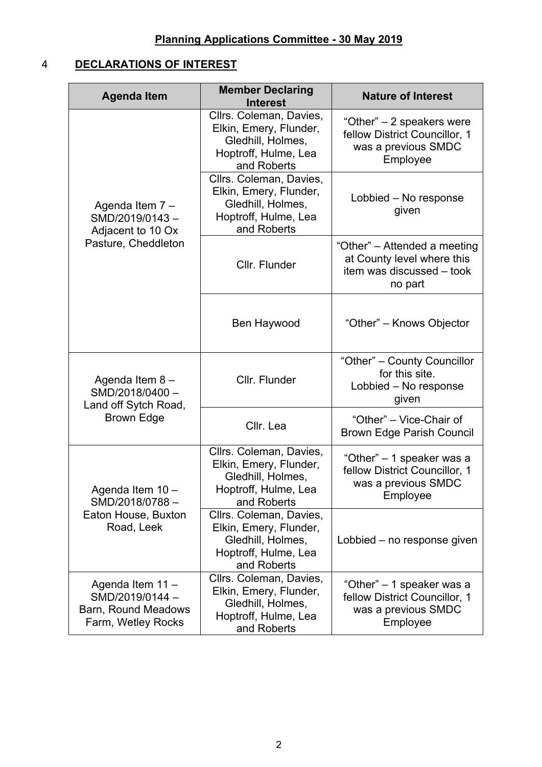**Planning Applications Committee - 30 May 2019**

## 4 DECLARATIONS OF INTEREST

| Agenda Item | Member Declaring Interest | Nature of Interest |
|---|---|---|
| Agenda Item 7 – SMD/2019/0143 – Adjacent to 10 Ox Pasture, Cheddleton | Cllrs. Coleman, Davies, Elkin, Emery, Flunder, Gledhill, Holmes, Hoptroff, Hulme, Lea and Roberts | "Other" – 2 speakers were fellow District Councillor, 1 was a previous SMDC Employee |
| | Cllrs. Coleman, Davies, Elkin, Emery, Flunder, Gledhill, Holmes, Hoptroff, Hulme, Lea and Roberts | Lobbied – No response given |
| | Cllr. Flunder | "Other" – Attended a meeting at County level where this item was discussed – took no part |
| | Ben Haywood | "Other" – Knows Objector |
| Agenda Item 8 – SMD/2018/0400 – Land off Sytch Road, Brown Edge | Cllr. Flunder | "Other" – County Councillor for this site. Lobbied – No response given |
| | Cllr. Lea | "Other" – Vice-Chair of Brown Edge Parish Council |
| Agenda Item 10 – SMD/2018/0788 – Eaton House, Buxton Road, Leek | Cllrs. Coleman, Davies, Elkin, Emery, Flunder, Gledhill, Holmes, Hoptroff, Hulme, Lea and Roberts | "Other" – 1 speaker was a fellow District Councillor, 1 was a previous SMDC Employee |
| | Cllrs. Coleman, Davies, Elkin, Emery, Flunder, Gledhill, Holmes, Hoptroff, Hulme, Lea and Roberts | Lobbied – no response given |
| Agenda Item 11 – SMD/2019/0144 – Barn, Round Meadows Farm, Wetley Rocks | Cllrs. Coleman, Davies, Elkin, Emery, Flunder, Gledhill, Holmes, Hoptroff, Hulme, Lea and Roberts | "Other" – 1 speaker was a fellow District Councillor, 1 was a previous SMDC Employee |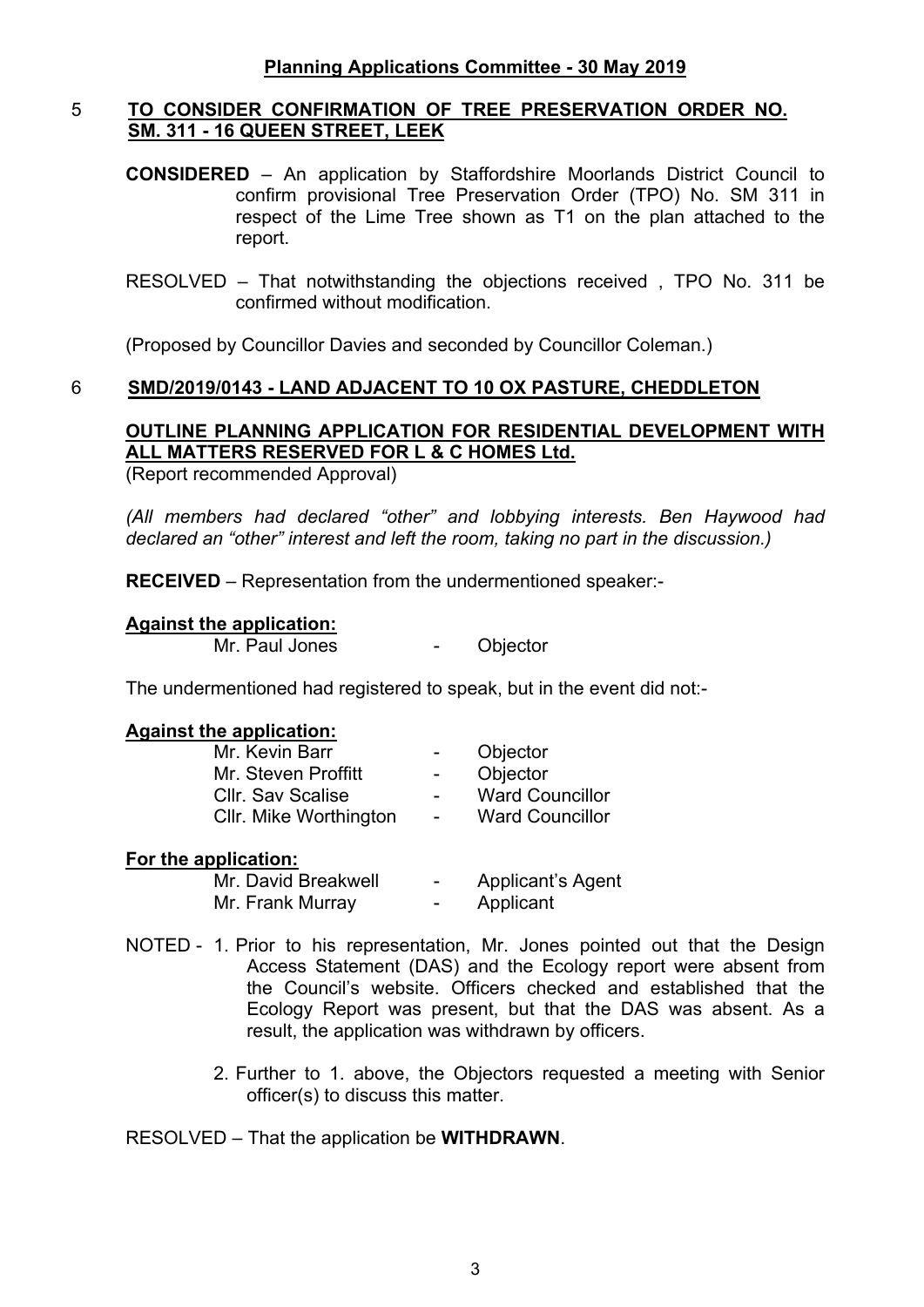## Planning Applications Committee - 30 May 2019

### 5 TO CONSIDER CONFIRMATION OF TREE PRESERVATION ORDER NO. SM. 311 - 16 QUEEN STREET, LEEK

**CONSIDERED** – An application by Staffordshire Moorlands District Council to confirm provisional Tree Preservation Order (TPO) No. SM 311 in respect of the Lime Tree shown as T1 on the plan attached to the report.

RESOLVED – That notwithstanding the objections received , TPO No. 311 be confirmed without modification.

(Proposed by Councillor Davies and seconded by Councillor Coleman.)

### 6 SMD/2019/0143 - LAND ADJACENT TO 10 OX PASTURE, CHEDDLETON

**OUTLINE PLANNING APPLICATION FOR RESIDENTIAL DEVELOPMENT WITH ALL MATTERS RESERVED FOR L & C HOMES Ltd.**
(Report recommended Approval)

*(All members had declared "other" and lobbying interests. Ben Haywood had declared an "other" interest and left the room, taking no part in the discussion.)*

**RECEIVED** – Representation from the undermentioned speaker:-

**Against the application:**

Mr. Paul Jones - Objector

The undermentioned had registered to speak, but in the event did not:-

**Against the application:**

Mr. Kevin Barr - Objector
Mr. Steven Proffitt - Objector
Cllr. Sav Scalise - Ward Councillor
Cllr. Mike Worthington - Ward Councillor

**For the application:**

Mr. David Breakwell - Applicant's Agent
Mr. Frank Murray - Applicant

NOTED - 1. Prior to his representation, Mr. Jones pointed out that the Design Access Statement (DAS) and the Ecology report were absent from the Council's website. Officers checked and established that the Ecology Report was present, but that the DAS was absent. As a result, the application was withdrawn by officers.

2. Further to 1. above, the Objectors requested a meeting with Senior officer(s) to discuss this matter.

RESOLVED – That the application be **WITHDRAWN**.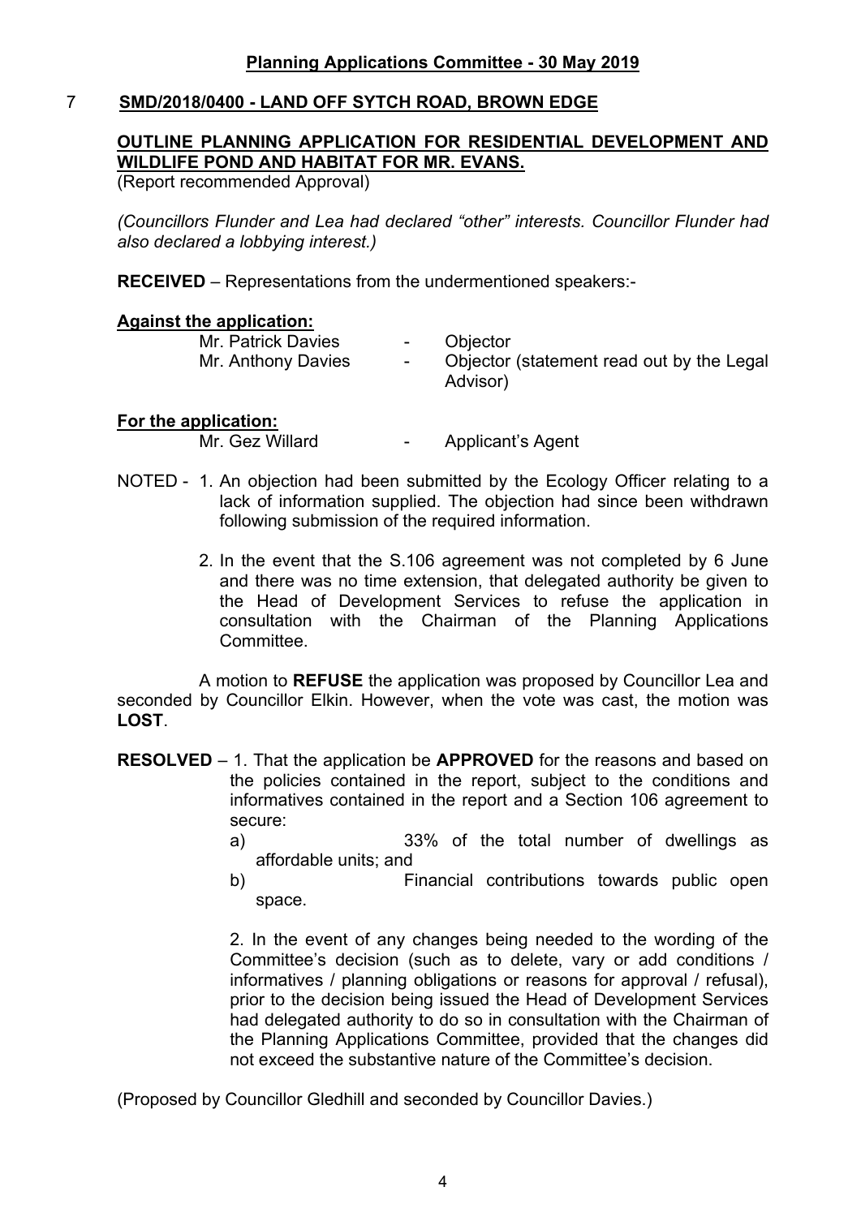## Planning Applications Committee - 30 May 2019

### 7 SMD/2018/0400 - LAND OFF SYTCH ROAD, BROWN EDGE

**OUTLINE PLANNING APPLICATION FOR RESIDENTIAL DEVELOPMENT AND WILDLIFE POND AND HABITAT FOR MR. EVANS.**
(Report recommended Approval)

*(Councillors Flunder and Lea had declared "other" interests. Councillor Flunder had also declared a lobbying interest.)*

**RECEIVED** – Representations from the undermentioned speakers:-

**Against the application:**

| | | |
|---|---|---|
| Mr. Patrick Davies | - | Objector |
| Mr. Anthony Davies | - | Objector (statement read out by the Legal Advisor) |

**For the application:**

| | | |
|---|---|---|
| Mr. Gez Willard | - | Applicant's Agent |

NOTED - 1. An objection had been submitted by the Ecology Officer relating to a lack of information supplied. The objection had since been withdrawn following submission of the required information.

2. In the event that the S.106 agreement was not completed by 6 June and there was no time extension, that delegated authority be given to the Head of Development Services to refuse the application in consultation with the Chairman of the Planning Applications Committee.

A motion to **REFUSE** the application was proposed by Councillor Lea and seconded by Councillor Elkin. However, when the vote was cast, the motion was **LOST**.

**RESOLVED** – 1. That the application be **APPROVED** for the reasons and based on the policies contained in the report, subject to the conditions and informatives contained in the report and a Section 106 agreement to secure:

a) 33% of the total number of dwellings as affordable units; and

b) Financial contributions towards public open space.

2. In the event of any changes being needed to the wording of the Committee's decision (such as to delete, vary or add conditions / informatives / planning obligations or reasons for approval / refusal), prior to the decision being issued the Head of Development Services had delegated authority to do so in consultation with the Chairman of the Planning Applications Committee, provided that the changes did not exceed the substantive nature of the Committee's decision.

(Proposed by Councillor Gledhill and seconded by Councillor Davies.)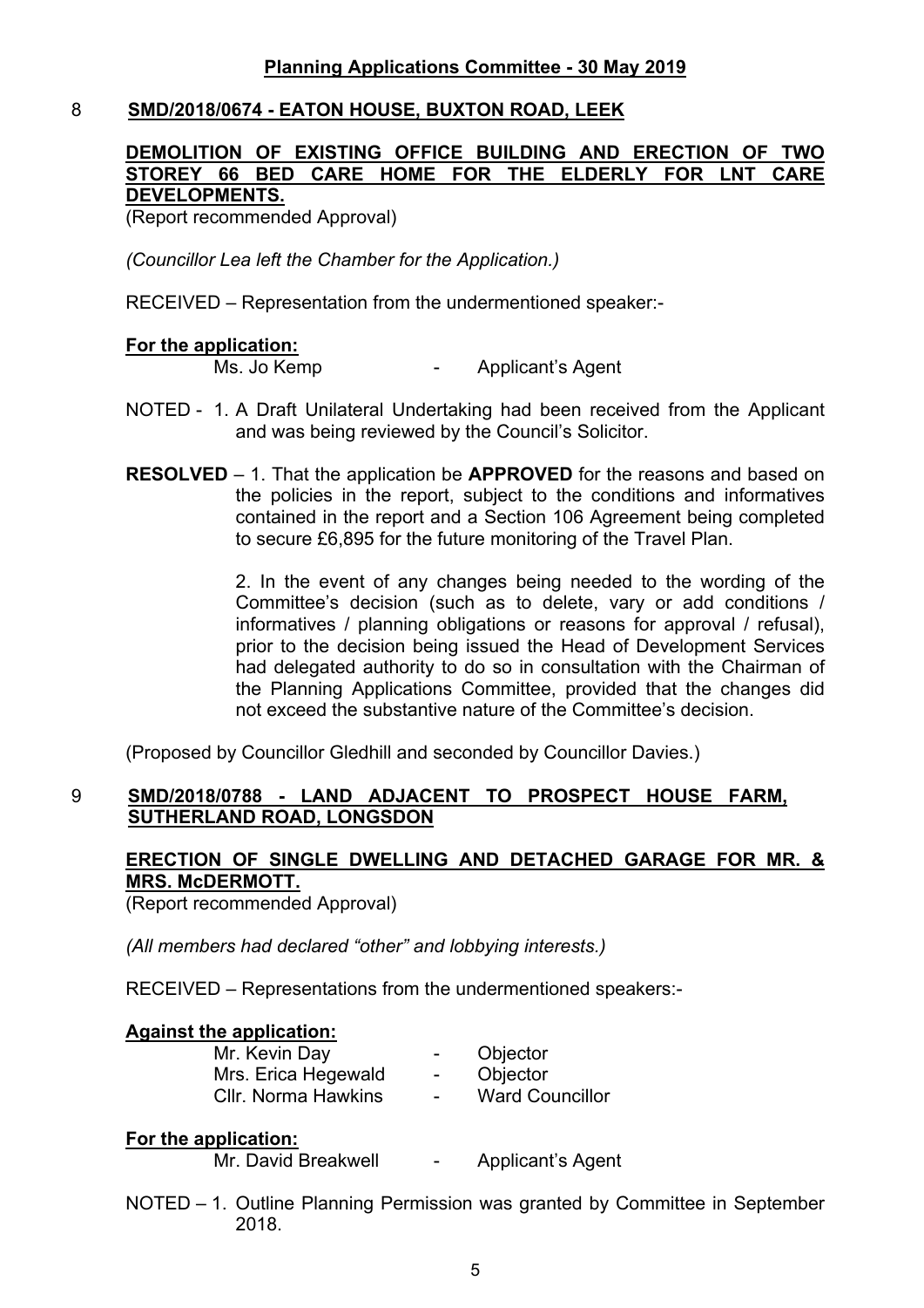## 8 SMD/2018/0674 - EATON HOUSE, BUXTON ROAD, LEEK

**DEMOLITION OF EXISTING OFFICE BUILDING AND ERECTION OF TWO STOREY 66 BED CARE HOME FOR THE ELDERLY FOR LNT CARE DEVELOPMENTS.**

(Report recommended Approval)

*(Councillor Lea left the Chamber for the Application.)*

RECEIVED – Representation from the undermentioned speaker:-

**For the application:**

Ms. Jo Kemp - Applicant's Agent

NOTED - 1. A Draft Unilateral Undertaking had been received from the Applicant and was being reviewed by the Council's Solicitor.

**RESOLVED** – 1. That the application be **APPROVED** for the reasons and based on the policies in the report, subject to the conditions and informatives contained in the report and a Section 106 Agreement being completed to secure £6,895 for the future monitoring of the Travel Plan.

2. In the event of any changes being needed to the wording of the Committee's decision (such as to delete, vary or add conditions / informatives / planning obligations or reasons for approval / refusal), prior to the decision being issued the Head of Development Services had delegated authority to do so in consultation with the Chairman of the Planning Applications Committee, provided that the changes did not exceed the substantive nature of the Committee's decision.

(Proposed by Councillor Gledhill and seconded by Councillor Davies.)

## 9 SMD/2018/0788 - LAND ADJACENT TO PROSPECT HOUSE FARM, SUTHERLAND ROAD, LONGSDON

**ERECTION OF SINGLE DWELLING AND DETACHED GARAGE FOR MR. & MRS. McDERMOTT.**

(Report recommended Approval)

*(All members had declared "other" and lobbying interests.)*

RECEIVED – Representations from the undermentioned speakers:-

**Against the application:**

Mr. Kevin Day - Objector
Mrs. Erica Hegewald - Objector
Cllr. Norma Hawkins - Ward Councillor

**For the application:**

Mr. David Breakwell - Applicant's Agent

NOTED – 1. Outline Planning Permission was granted by Committee in September 2018.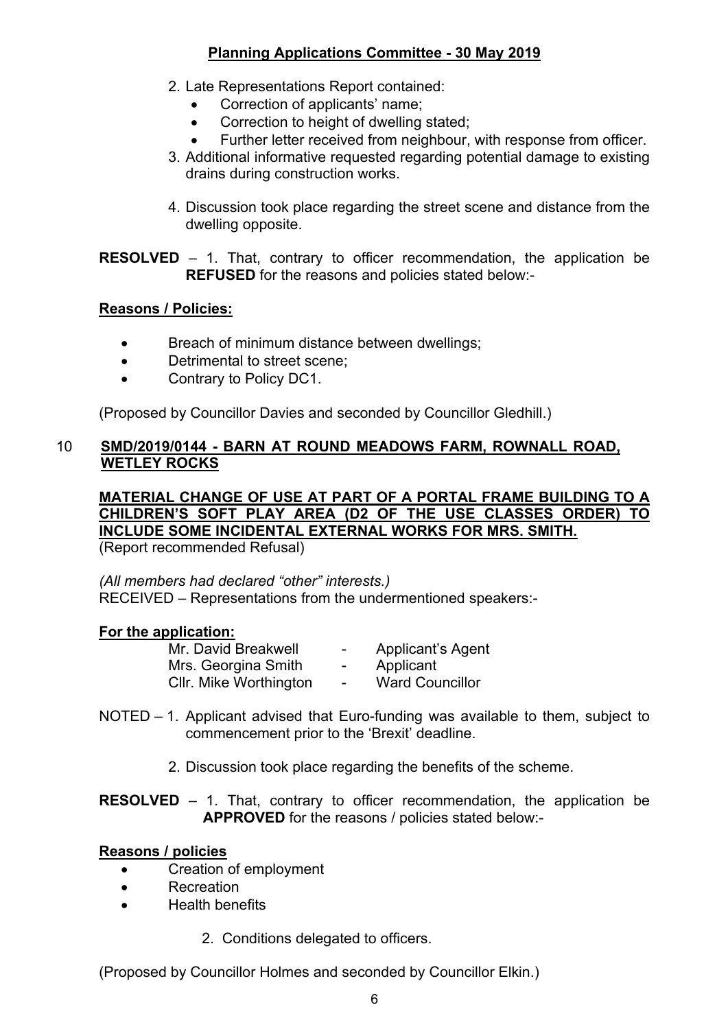2. Late Representations Report contained:
    - Correction of applicants' name;
    - Correction to height of dwelling stated;
    - Further letter received from neighbour, with response from officer.
3. Additional informative requested regarding potential damage to existing drains during construction works.
4. Discussion took place regarding the street scene and distance from the dwelling opposite.

**RESOLVED** – 1. That, contrary to officer recommendation, the application be **REFUSED** for the reasons and policies stated below:-

**Reasons / Policies:**

- Breach of minimum distance between dwellings;
- Detrimental to street scene;
- Contrary to Policy DC1.

(Proposed by Councillor Davies and seconded by Councillor Gledhill.)

## 10 SMD/2019/0144 - BARN AT ROUND MEADOWS FARM, ROWNALL ROAD, WETLEY ROCKS

**MATERIAL CHANGE OF USE AT PART OF A PORTAL FRAME BUILDING TO A CHILDREN'S SOFT PLAY AREA (D2 OF THE USE CLASSES ORDER) TO INCLUDE SOME INCIDENTAL EXTERNAL WORKS FOR MRS. SMITH.**
(Report recommended Refusal)

*(All members had declared "other" interests.)*
RECEIVED – Representations from the undermentioned speakers:-

**For the application:**

| | | |
|---|---|---|
| Mr. David Breakwell | - | Applicant's Agent |
| Mrs. Georgina Smith | - | Applicant |
| Cllr. Mike Worthington | - | Ward Councillor |

NOTED – 1. Applicant advised that Euro-funding was available to them, subject to commencement prior to the 'Brexit' deadline.

2. Discussion took place regarding the benefits of the scheme.

**RESOLVED** – 1. That, contrary to officer recommendation, the application be **APPROVED** for the reasons / policies stated below:-

**Reasons / policies**

- Creation of employment
- Recreation
- Health benefits

2. Conditions delegated to officers.

(Proposed by Councillor Holmes and seconded by Councillor Elkin.)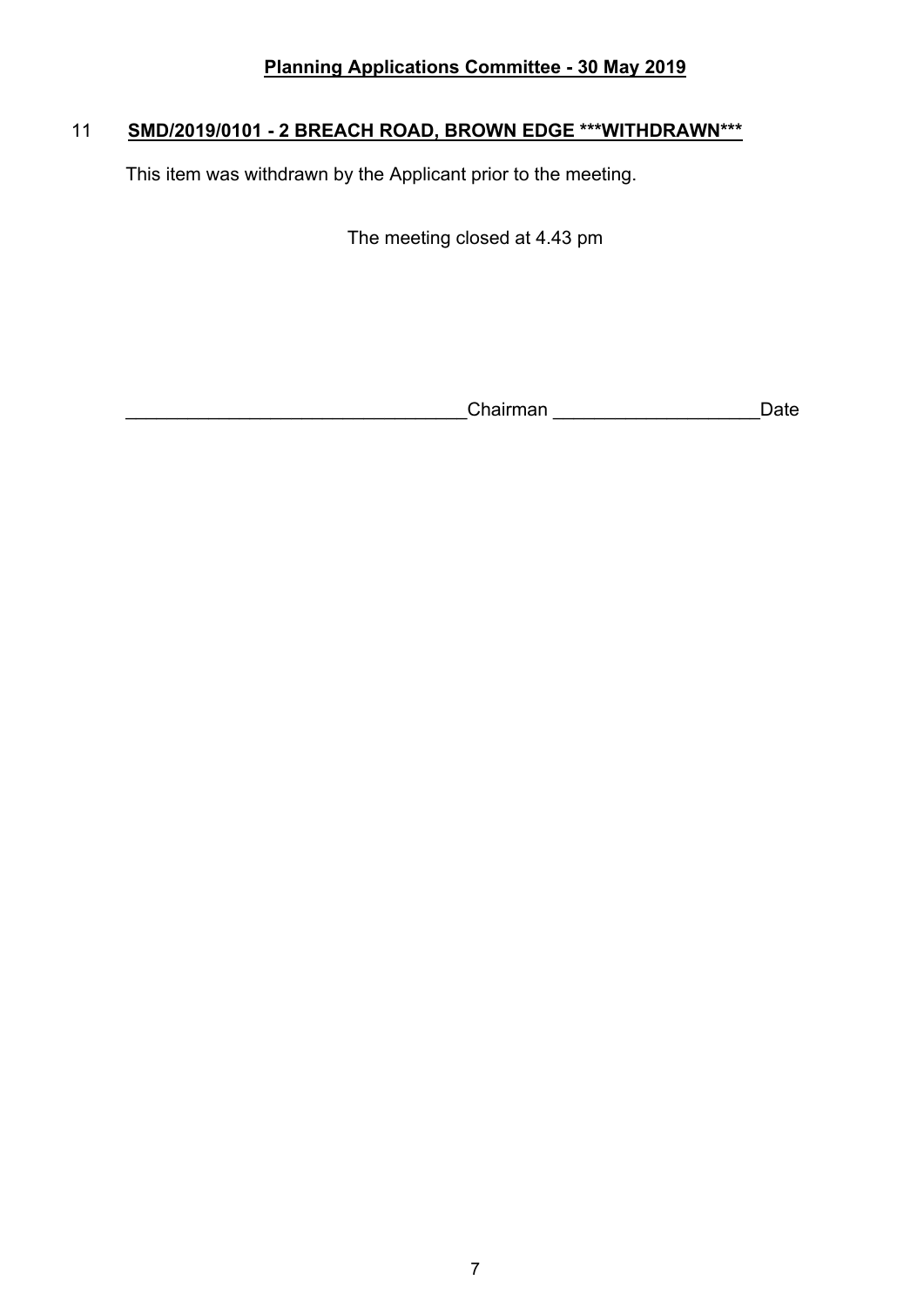**Planning Applications Committee - 30 May 2019**

## 11 SMD/2019/0101 - 2 BREACH ROAD, BROWN EDGE ***WITHDRAWN***

This item was withdrawn by the Applicant prior to the meeting.

The meeting closed at 4.43 pm

________________________________Chairman ___________________Date